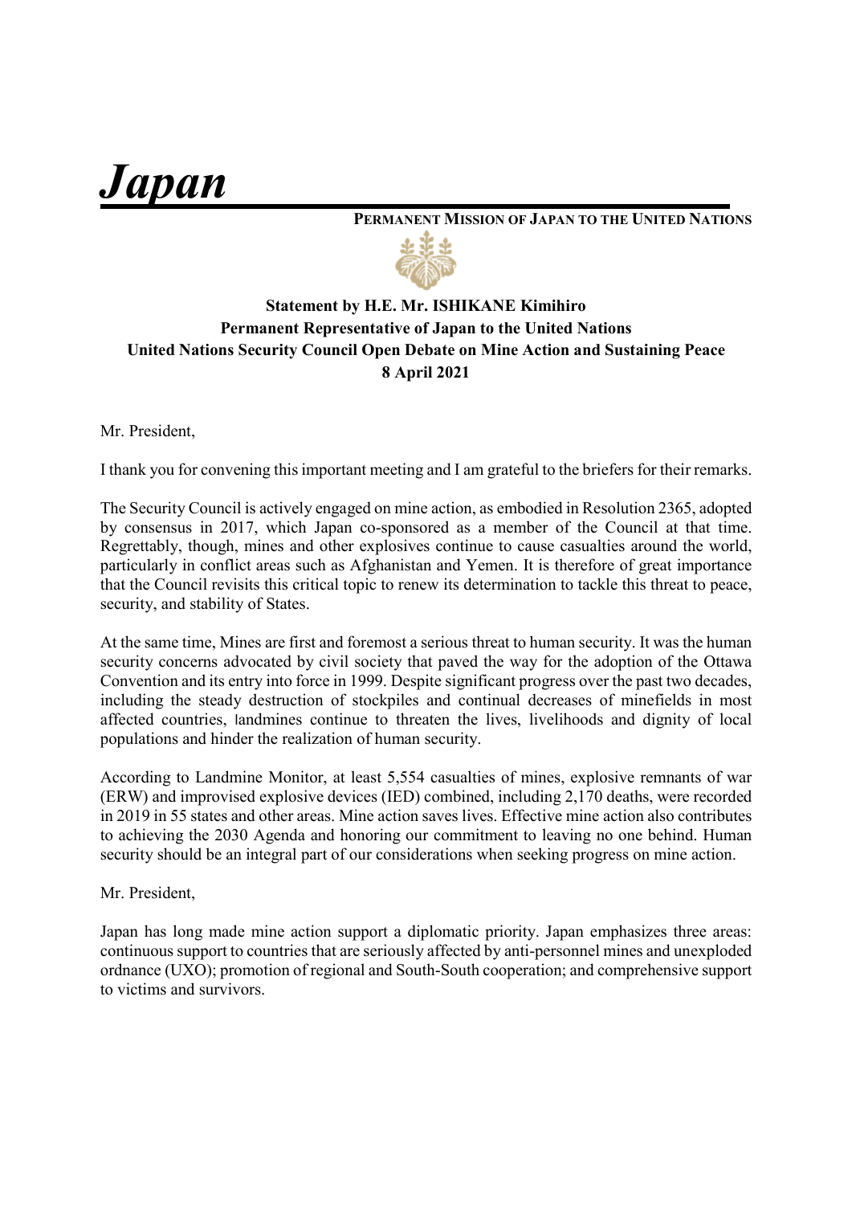# *Japan*

**PERMANENT MISSION OF JAPAN TO THE UNITED NATIONS**

**Statement by H.E. Mr. ISHIKANE Kimihiro**
**Permanent Representative of Japan to the United Nations**
**United Nations Security Council Open Debate on Mine Action and Sustaining Peace**
**8 April 2021**

Mr. President,

I thank you for convening this important meeting and I am grateful to the briefers for their remarks.

The Security Council is actively engaged on mine action, as embodied in Resolution 2365, adopted by consensus in 2017, which Japan co-sponsored as a member of the Council at that time. Regrettably, though, mines and other explosives continue to cause casualties around the world, particularly in conflict areas such as Afghanistan and Yemen. It is therefore of great importance that the Council revisits this critical topic to renew its determination to tackle this threat to peace, security, and stability of States.

At the same time, Mines are first and foremost a serious threat to human security. It was the human security concerns advocated by civil society that paved the way for the adoption of the Ottawa Convention and its entry into force in 1999. Despite significant progress over the past two decades, including the steady destruction of stockpiles and continual decreases of minefields in most affected countries, landmines continue to threaten the lives, livelihoods and dignity of local populations and hinder the realization of human security.

According to Landmine Monitor, at least 5,554 casualties of mines, explosive remnants of war (ERW) and improvised explosive devices (IED) combined, including 2,170 deaths, were recorded in 2019 in 55 states and other areas. Mine action saves lives. Effective mine action also contributes to achieving the 2030 Agenda and honoring our commitment to leaving no one behind. Human security should be an integral part of our considerations when seeking progress on mine action.

Mr. President,

Japan has long made mine action support a diplomatic priority. Japan emphasizes three areas: continuous support to countries that are seriously affected by anti-personnel mines and unexploded ordnance (UXO); promotion of regional and South-South cooperation; and comprehensive support to victims and survivors.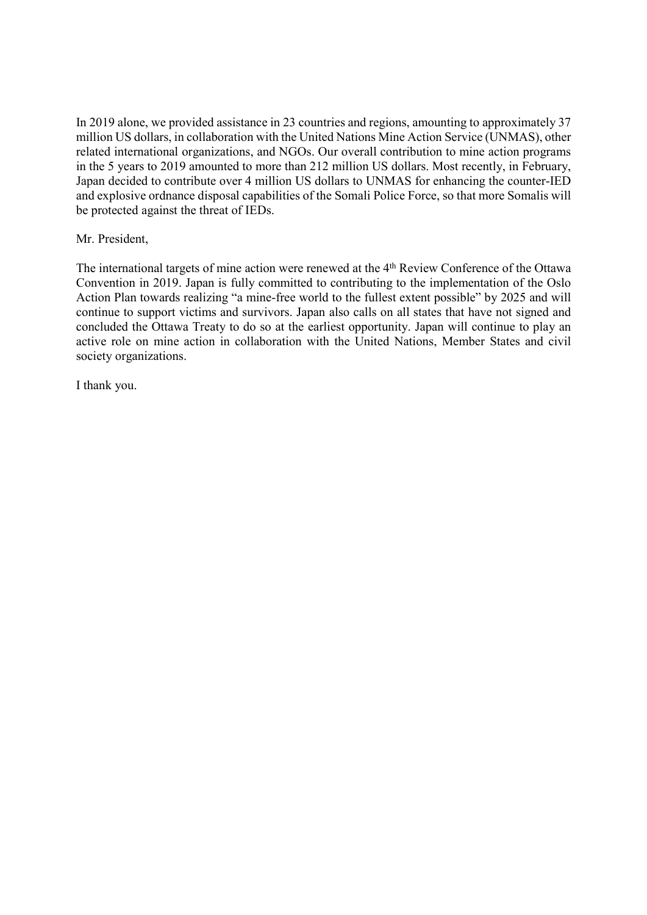In 2019 alone, we provided assistance in 23 countries and regions, amounting to approximately 37 million US dollars, in collaboration with the United Nations Mine Action Service (UNMAS), other related international organizations, and NGOs. Our overall contribution to mine action programs in the 5 years to 2019 amounted to more than 212 million US dollars. Most recently, in February, Japan decided to contribute over 4 million US dollars to UNMAS for enhancing the counter-IED and explosive ordnance disposal capabilities of the Somali Police Force, so that more Somalis will be protected against the threat of IEDs.

Mr. President,

The international targets of mine action were renewed at the 4th Review Conference of the Ottawa Convention in 2019. Japan is fully committed to contributing to the implementation of the Oslo Action Plan towards realizing "a mine-free world to the fullest extent possible" by 2025 and will continue to support victims and survivors. Japan also calls on all states that have not signed and concluded the Ottawa Treaty to do so at the earliest opportunity. Japan will continue to play an active role on mine action in collaboration with the United Nations, Member States and civil society organizations.

I thank you.